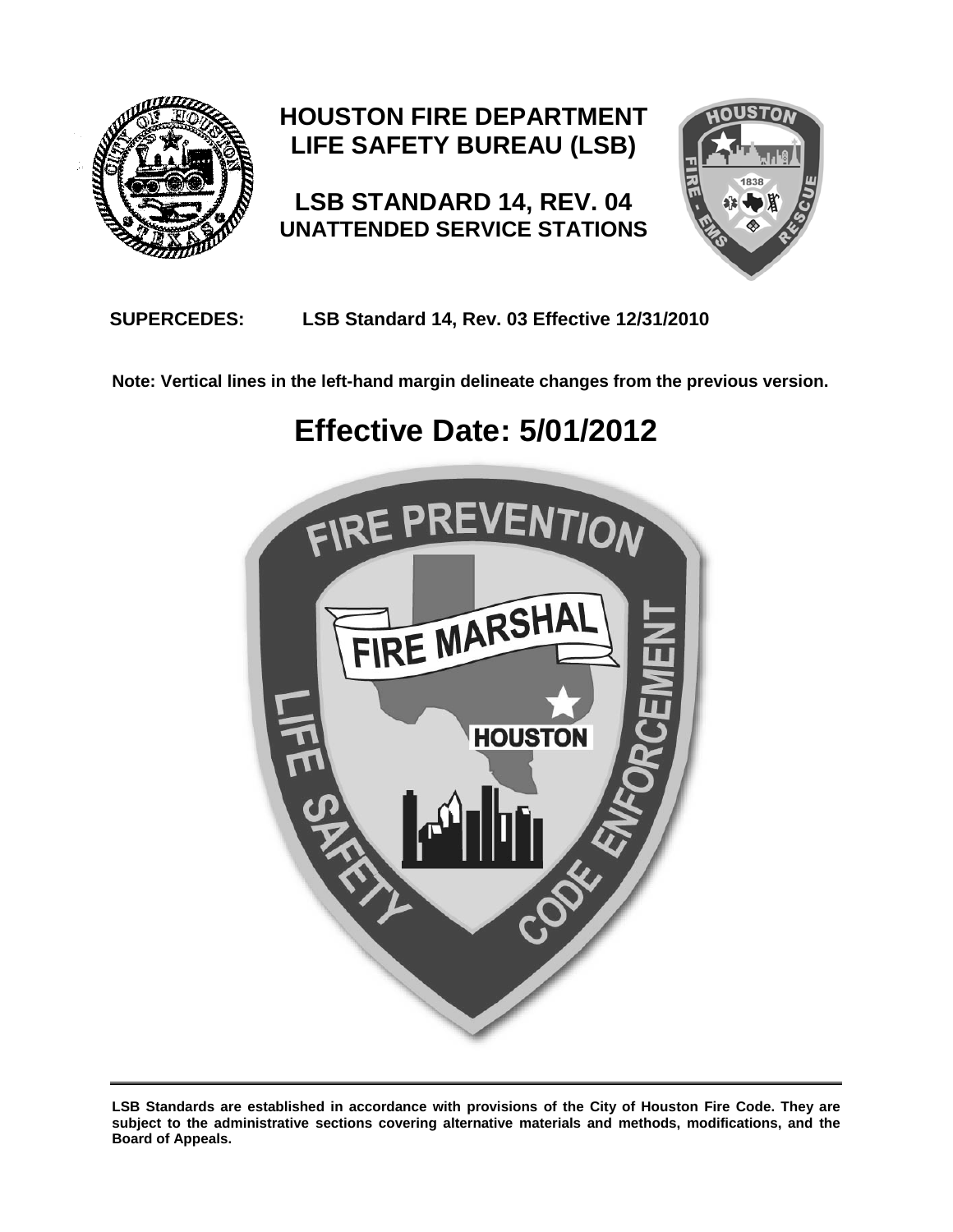# HOUSTON FIRE DEPARTMENT
# LIFE SAFETY BUREAU (LSB)

## LSB STANDARD 14, REV. 04
## UNATTENDED SERVICE STATIONS

**SUPERCEDES:** **LSB Standard 14, Rev. 03 Effective 12/31/2010**

**Note: Vertical lines in the left-hand margin delineate changes from the previous version.**

# Effective Date: 5/01/2012

---

**LSB Standards are established in accordance with provisions of the City of Houston Fire Code. They are subject to the administrative sections covering alternative materials and methods, modifications, and the Board of Appeals.**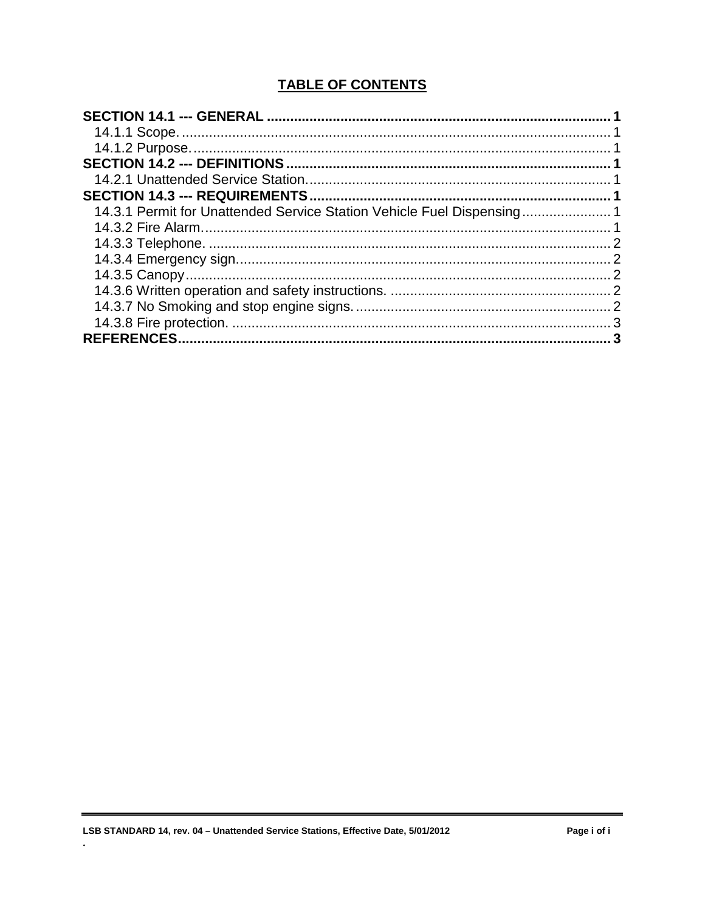# TABLE OF CONTENTS

**SECTION 14.1 --- GENERAL** ........................................................................................ **1**
- 14.1.1 Scope. ............................................................................................................. 1
- 14.1.2 Purpose. .......................................................................................................... 1

**SECTION 14.2 --- DEFINITIONS** .................................................................................. **1**
- 14.2.1 Unattended Service Station. ............................................................................ 1

**SECTION 14.3 --- REQUIREMENTS** ............................................................................ **1**
- 14.3.1 Permit for Unattended Service Station Vehicle Fuel Dispensing ...................... 1
- 14.3.2 Fire Alarm. ....................................................................................................... 1
- 14.3.3 Telephone. ...................................................................................................... 2
- 14.3.4 Emergency sign. .............................................................................................. 2
- 14.3.5 Canopy ............................................................................................................ 2
- 14.3.6 Written operation and safety instructions. ........................................................ 2
- 14.3.7 No Smoking and stop engine signs. ................................................................. 2
- 14.3.8 Fire protection. ................................................................................................ 3

**REFERENCES** ............................................................................................................... **3**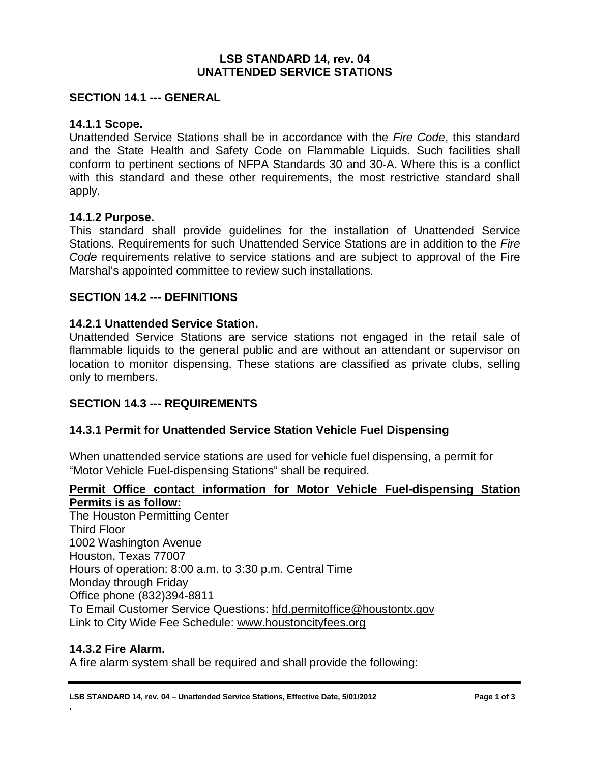# LSB STANDARD 14, rev. 04
# UNATTENDED SERVICE STATIONS

## SECTION 14.1 --- GENERAL

### 14.1.1 Scope.

Unattended Service Stations shall be in accordance with the *Fire Code*, this standard and the State Health and Safety Code on Flammable Liquids. Such facilities shall conform to pertinent sections of NFPA Standards 30 and 30-A. Where this is a conflict with this standard and these other requirements, the most restrictive standard shall apply.

### 14.1.2 Purpose.

This standard shall provide guidelines for the installation of Unattended Service Stations. Requirements for such Unattended Service Stations are in addition to the *Fire Code* requirements relative to service stations and are subject to approval of the Fire Marshal's appointed committee to review such installations.

## SECTION 14.2 --- DEFINITIONS

### 14.2.1 Unattended Service Station.

Unattended Service Stations are service stations not engaged in the retail sale of flammable liquids to the general public and are without an attendant or supervisor on location to monitor dispensing. These stations are classified as private clubs, selling only to members.

## SECTION 14.3 --- REQUIREMENTS

### 14.3.1 Permit for Unattended Service Station Vehicle Fuel Dispensing

When unattended service stations are used for vehicle fuel dispensing, a permit for "Motor Vehicle Fuel-dispensing Stations" shall be required.

**Permit Office contact information for Motor Vehicle Fuel-dispensing Station Permits is as follow:**

The Houston Permitting Center
Third Floor
1002 Washington Avenue
Houston, Texas 77007
Hours of operation: 8:00 a.m. to 3:30 p.m. Central Time
Monday through Friday
Office phone (832)394-8811
To Email Customer Service Questions: hfd.permitoffice@houstontx.gov
Link to City Wide Fee Schedule: www.houstoncityfees.org

### 14.3.2 Fire Alarm.

A fire alarm system shall be required and shall provide the following: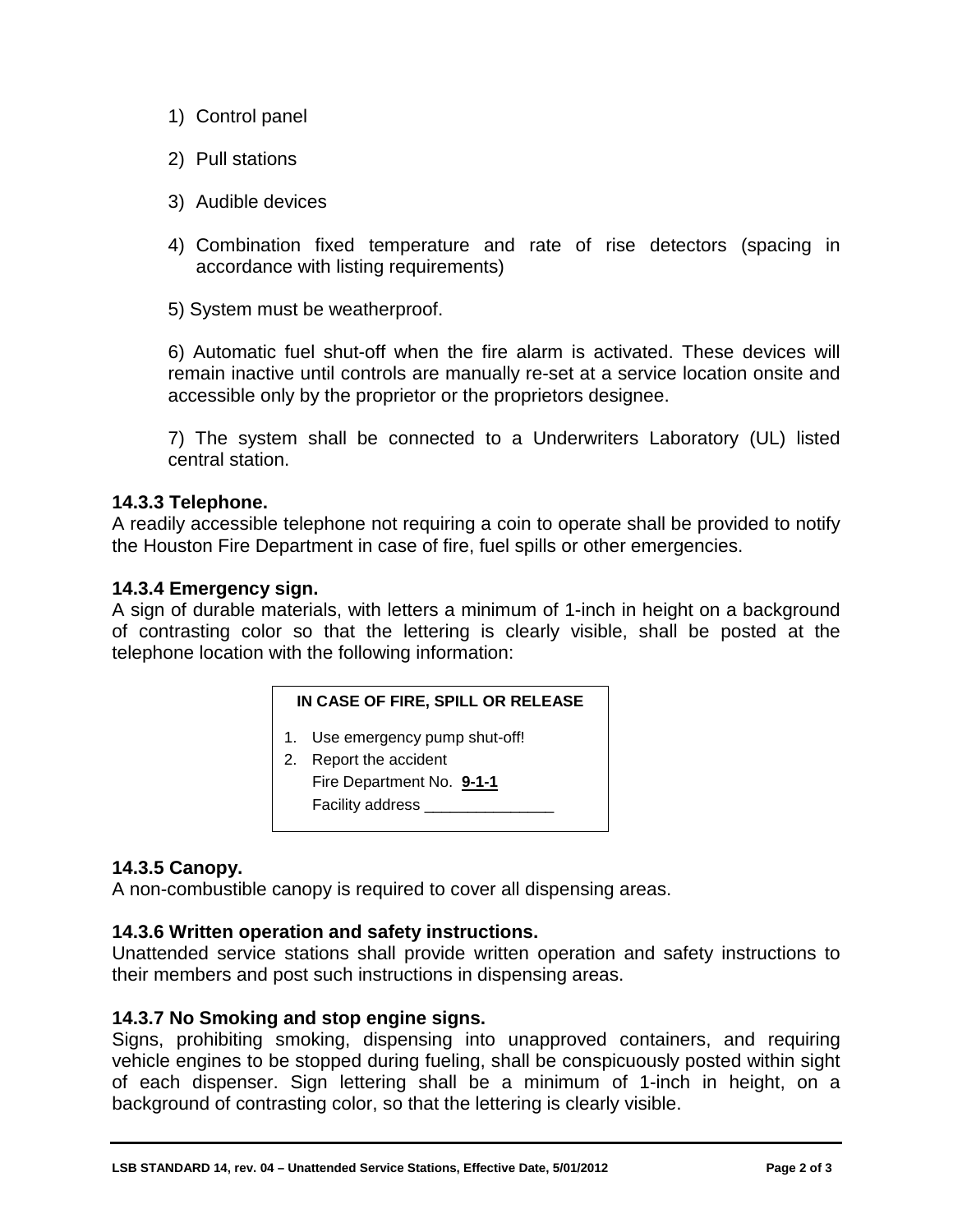1) Control panel

2) Pull stations

3) Audible devices

4) Combination fixed temperature and rate of rise detectors (spacing in accordance with listing requirements)

5) System must be weatherproof.

6) Automatic fuel shut-off when the fire alarm is activated. These devices will remain inactive until controls are manually re-set at a service location onsite and accessible only by the proprietor or the proprietors designee.

7) The system shall be connected to a Underwriters Laboratory (UL) listed central station.

**14.3.3 Telephone.**
A readily accessible telephone not requiring a coin to operate shall be provided to notify the Houston Fire Department in case of fire, fuel spills or other emergencies.

**14.3.4 Emergency sign.**
A sign of durable materials, with letters a minimum of 1-inch in height on a background of contrasting color so that the lettering is clearly visible, shall be posted at the telephone location with the following information:

> **IN CASE OF FIRE, SPILL OR RELEASE**
>
> 1. Use emergency pump shut-off!
> 2. Report the accident
>    Fire Department No. **9-1-1**
>    Facility address _______________

**14.3.5 Canopy.**
A non-combustible canopy is required to cover all dispensing areas.

**14.3.6 Written operation and safety instructions.**
Unattended service stations shall provide written operation and safety instructions to their members and post such instructions in dispensing areas.

**14.3.7 No Smoking and stop engine signs.**
Signs, prohibiting smoking, dispensing into unapproved containers, and requiring vehicle engines to be stopped during fueling, shall be conspicuously posted within sight of each dispenser. Sign lettering shall be a minimum of 1-inch in height, on a background of contrasting color, so that the lettering is clearly visible.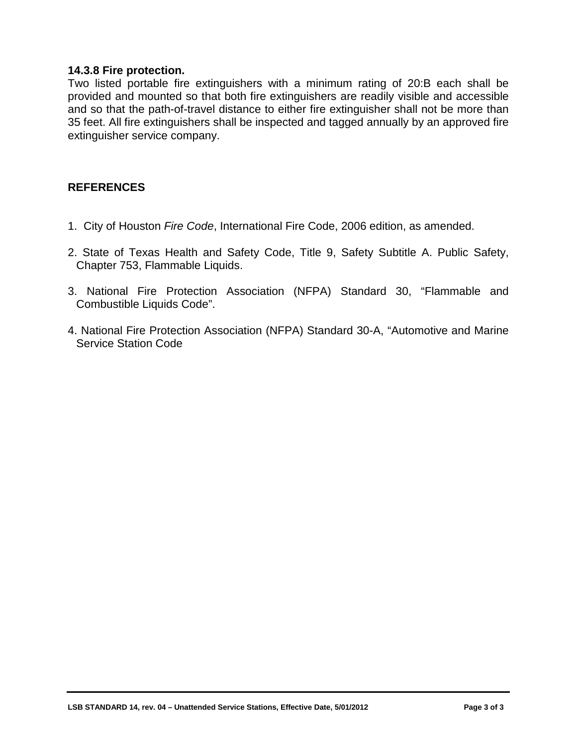**14.3.8 Fire protection.**
Two listed portable fire extinguishers with a minimum rating of 20:B each shall be provided and mounted so that both fire extinguishers are readily visible and accessible and so that the path-of-travel distance to either fire extinguisher shall not be more than 35 feet. All fire extinguishers shall be inspected and tagged annually by an approved fire extinguisher service company.

## REFERENCES

1. City of Houston *Fire Code*, International Fire Code, 2006 edition, as amended.

2. State of Texas Health and Safety Code, Title 9, Safety Subtitle A. Public Safety, Chapter 753, Flammable Liquids.

3. National Fire Protection Association (NFPA) Standard 30, "Flammable and Combustible Liquids Code".

4. National Fire Protection Association (NFPA) Standard 30-A, "Automotive and Marine Service Station Code